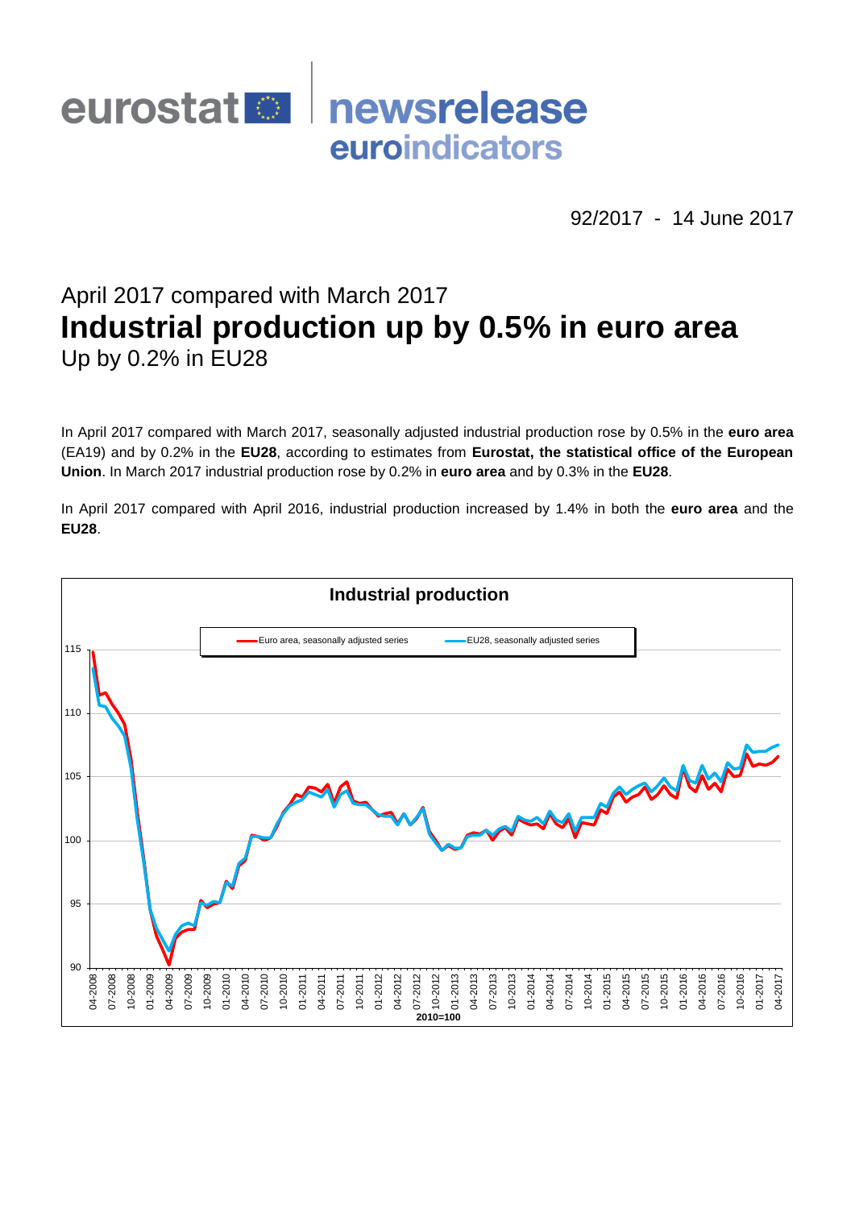eurostat newsrelease euroindicators

92/2017 - 14 June 2017

## April 2017 compared with March 2017
# Industrial production up by 0.5% in euro area
## Up by 0.2% in EU28

In April 2017 compared with March 2017, seasonally adjusted industrial production rose by 0.5% in the **euro area** (EA19) and by 0.2% in the **EU28**, according to estimates from **Eurostat, the statistical office of the European Union**. In March 2017 industrial production rose by 0.2% in **euro area** and by 0.3% in the **EU28**.

In April 2017 compared with April 2016, industrial production increased by 1.4% in both the **euro area** and the **EU28**.

**Industrial production**

Euro area, seasonally adjusted series — EU28, seasonally adjusted series

2010=100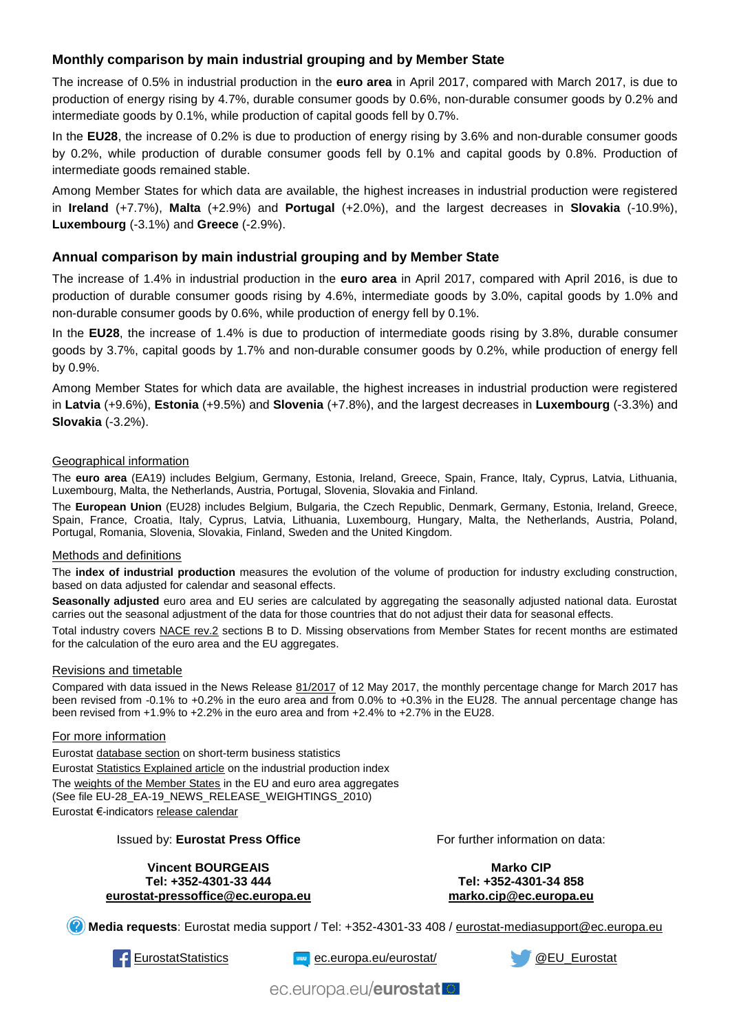## Monthly comparison by main industrial grouping and by Member State

The increase of 0.5% in industrial production in the **euro area** in April 2017, compared with March 2017, is due to production of energy rising by 4.7%, durable consumer goods by 0.6%, non-durable consumer goods by 0.2% and intermediate goods by 0.1%, while production of capital goods fell by 0.7%.

In the **EU28**, the increase of 0.2% is due to production of energy rising by 3.6% and non-durable consumer goods by 0.2%, while production of durable consumer goods fell by 0.1% and capital goods by 0.8%. Production of intermediate goods remained stable.

Among Member States for which data are available, the highest increases in industrial production were registered in **Ireland** (+7.7%), **Malta** (+2.9%) and **Portugal** (+2.0%), and the largest decreases in **Slovakia** (-10.9%), **Luxembourg** (-3.1%) and **Greece** (-2.9%).

## Annual comparison by main industrial grouping and by Member State

The increase of 1.4% in industrial production in the **euro area** in April 2017, compared with April 2016, is due to production of durable consumer goods rising by 4.6%, intermediate goods by 3.0%, capital goods by 1.0% and non-durable consumer goods by 0.6%, while production of energy fell by 0.1%.

In the **EU28**, the increase of 1.4% is due to production of intermediate goods rising by 3.8%, durable consumer goods by 3.7%, capital goods by 1.7% and non-durable consumer goods by 0.2%, while production of energy fell by 0.9%.

Among Member States for which data are available, the highest increases in industrial production were registered in **Latvia** (+9.6%), **Estonia** (+9.5%) and **Slovenia** (+7.8%), and the largest decreases in **Luxembourg** (-3.3%) and **Slovakia** (-3.2%).

### Geographical information

The **euro area** (EA19) includes Belgium, Germany, Estonia, Ireland, Greece, Spain, France, Italy, Cyprus, Latvia, Lithuania, Luxembourg, Malta, the Netherlands, Austria, Portugal, Slovenia, Slovakia and Finland.

The **European Union** (EU28) includes Belgium, Bulgaria, the Czech Republic, Denmark, Germany, Estonia, Ireland, Greece, Spain, France, Croatia, Italy, Cyprus, Latvia, Lithuania, Luxembourg, Hungary, Malta, the Netherlands, Austria, Poland, Portugal, Romania, Slovenia, Slovakia, Finland, Sweden and the United Kingdom.

### Methods and definitions

The **index of industrial production** measures the evolution of the volume of production for industry excluding construction, based on data adjusted for calendar and seasonal effects.

**Seasonally adjusted** euro area and EU series are calculated by aggregating the seasonally adjusted national data. Eurostat carries out the seasonal adjustment of the data for those countries that do not adjust their data for seasonal effects.

Total industry covers NACE rev.2 sections B to D. Missing observations from Member States for recent months are estimated for the calculation of the euro area and the EU aggregates.

### Revisions and timetable

Compared with data issued in the News Release 81/2017 of 12 May 2017, the monthly percentage change for March 2017 has been revised from -0.1% to +0.2% in the euro area and from 0.0% to +0.3% in the EU28. The annual percentage change has been revised from +1.9% to +2.2% in the euro area and from +2.4% to +2.7% in the EU28.

### For more information

Eurostat database section on short-term business statistics
Eurostat Statistics Explained article on the industrial production index
The weights of the Member States in the EU and euro area aggregates
(See file EU-28_EA-19_NEWS_RELEASE_WEIGHTINGS_2010)
Eurostat €-indicators release calendar

Issued by: **Eurostat Press Office**

**Vincent BOURGEAIS**
**Tel: +352-4301-33 444**
**eurostat-pressoffice@ec.europa.eu**

For further information on data:

**Marko CIP**
**Tel: +352-4301-34 858**
**marko.cip@ec.europa.eu**

**Media requests**: Eurostat media support / Tel: +352-4301-33 408 / eurostat-mediasupport@ec.europa.eu

EurostatStatistics ec.europa.eu/eurostat/ @EU_Eurostat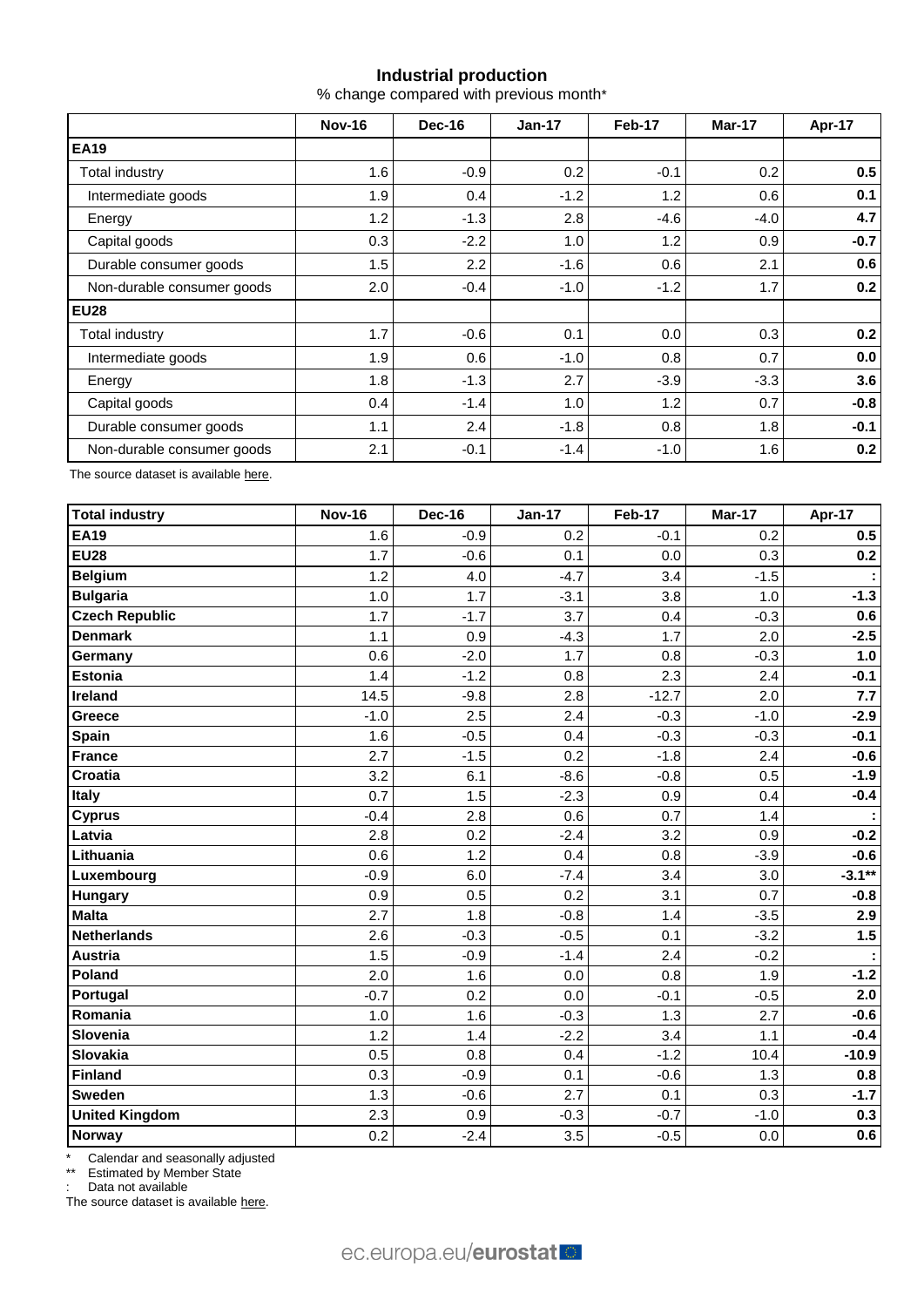## Industrial production

% change compared with previous month*

| | Nov-16 | Dec-16 | Jan-17 | Feb-17 | Mar-17 | Apr-17 |
|---|---|---|---|---|---|---|
| **EA19** | | | | | | |
| Total industry | 1.6 | -0.9 | 0.2 | -0.1 | 0.2 | **0.5** |
| Intermediate goods | 1.9 | 0.4 | -1.2 | 1.2 | 0.6 | **0.1** |
| Energy | 1.2 | -1.3 | 2.8 | -4.6 | -4.0 | **4.7** |
| Capital goods | 0.3 | -2.2 | 1.0 | 1.2 | 0.9 | **-0.7** |
| Durable consumer goods | 1.5 | 2.2 | -1.6 | 0.6 | 2.1 | **0.6** |
| Non-durable consumer goods | 2.0 | -0.4 | -1.0 | -1.2 | 1.7 | **0.2** |
| **EU28** | | | | | | |
| Total industry | 1.7 | -0.6 | 0.1 | 0.0 | 0.3 | **0.2** |
| Intermediate goods | 1.9 | 0.6 | -1.0 | 0.8 | 0.7 | **0.0** |
| Energy | 1.8 | -1.3 | 2.7 | -3.9 | -3.3 | **3.6** |
| Capital goods | 0.4 | -1.4 | 1.0 | 1.2 | 0.7 | **-0.8** |
| Durable consumer goods | 1.1 | 2.4 | -1.8 | 0.8 | 1.8 | **-0.1** |
| Non-durable consumer goods | 2.1 | -0.1 | -1.4 | -1.0 | 1.6 | **0.2** |

The source dataset is available here.

| Total industry | Nov-16 | Dec-16 | Jan-17 | Feb-17 | Mar-17 | Apr-17 |
|---|---|---|---|---|---|---|
| **EA19** | 1.6 | -0.9 | 0.2 | -0.1 | 0.2 | **0.5** |
| **EU28** | 1.7 | -0.6 | 0.1 | 0.0 | 0.3 | **0.2** |
| **Belgium** | 1.2 | 4.0 | -4.7 | 3.4 | -1.5 | **:** |
| **Bulgaria** | 1.0 | 1.7 | -3.1 | 3.8 | 1.0 | **-1.3** |
| **Czech Republic** | 1.7 | -1.7 | 3.7 | 0.4 | -0.3 | **0.6** |
| **Denmark** | 1.1 | 0.9 | -4.3 | 1.7 | 2.0 | **-2.5** |
| **Germany** | 0.6 | -2.0 | 1.7 | 0.8 | -0.3 | **1.0** |
| **Estonia** | 1.4 | -1.2 | 0.8 | 2.3 | 2.4 | **-0.1** |
| **Ireland** | 14.5 | -9.8 | 2.8 | -12.7 | 2.0 | **7.7** |
| **Greece** | -1.0 | 2.5 | 2.4 | -0.3 | -1.0 | **-2.9** |
| **Spain** | 1.6 | -0.5 | 0.4 | -0.3 | -0.3 | **-0.1** |
| **France** | 2.7 | -1.5 | 0.2 | -1.8 | 2.4 | **-0.6** |
| **Croatia** | 3.2 | 6.1 | -8.6 | -0.8 | 0.5 | **-1.9** |
| **Italy** | 0.7 | 1.5 | -2.3 | 0.9 | 0.4 | **-0.4** |
| **Cyprus** | -0.4 | 2.8 | 0.6 | 0.7 | 1.4 | **:** |
| **Latvia** | 2.8 | 0.2 | -2.4 | 3.2 | 0.9 | **-0.2** |
| **Lithuania** | 0.6 | 1.2 | 0.4 | 0.8 | -3.9 | **-0.6** |
| **Luxembourg** | -0.9 | 6.0 | -7.4 | 3.4 | 3.0 | **-3.1**** |
| **Hungary** | 0.9 | 0.5 | 0.2 | 3.1 | 0.7 | **-0.8** |
| **Malta** | 2.7 | 1.8 | -0.8 | 1.4 | -3.5 | **2.9** |
| **Netherlands** | 2.6 | -0.3 | -0.5 | 0.1 | -3.2 | **1.5** |
| **Austria** | 1.5 | -0.9 | -1.4 | 2.4 | -0.2 | **:** |
| **Poland** | 2.0 | 1.6 | 0.0 | 0.8 | 1.9 | **-1.2** |
| **Portugal** | -0.7 | 0.2 | 0.0 | -0.1 | -0.5 | **2.0** |
| **Romania** | 1.0 | 1.6 | -0.3 | 1.3 | 2.7 | **-0.6** |
| **Slovenia** | 1.2 | 1.4 | -2.2 | 3.4 | 1.1 | **-0.4** |
| **Slovakia** | 0.5 | 0.8 | 0.4 | -1.2 | 10.4 | **-10.9** |
| **Finland** | 0.3 | -0.9 | 0.1 | -0.6 | 1.3 | **0.8** |
| **Sweden** | 1.3 | -0.6 | 2.7 | 0.1 | 0.3 | **-1.7** |
| **United Kingdom** | 2.3 | 0.9 | -0.3 | -0.7 | -1.0 | **0.3** |
| **Norway** | 0.2 | -2.4 | 3.5 | -0.5 | 0.0 | **0.6** |

\* Calendar and seasonally adjusted
\*\* Estimated by Member State
: Data not available
The source dataset is available here.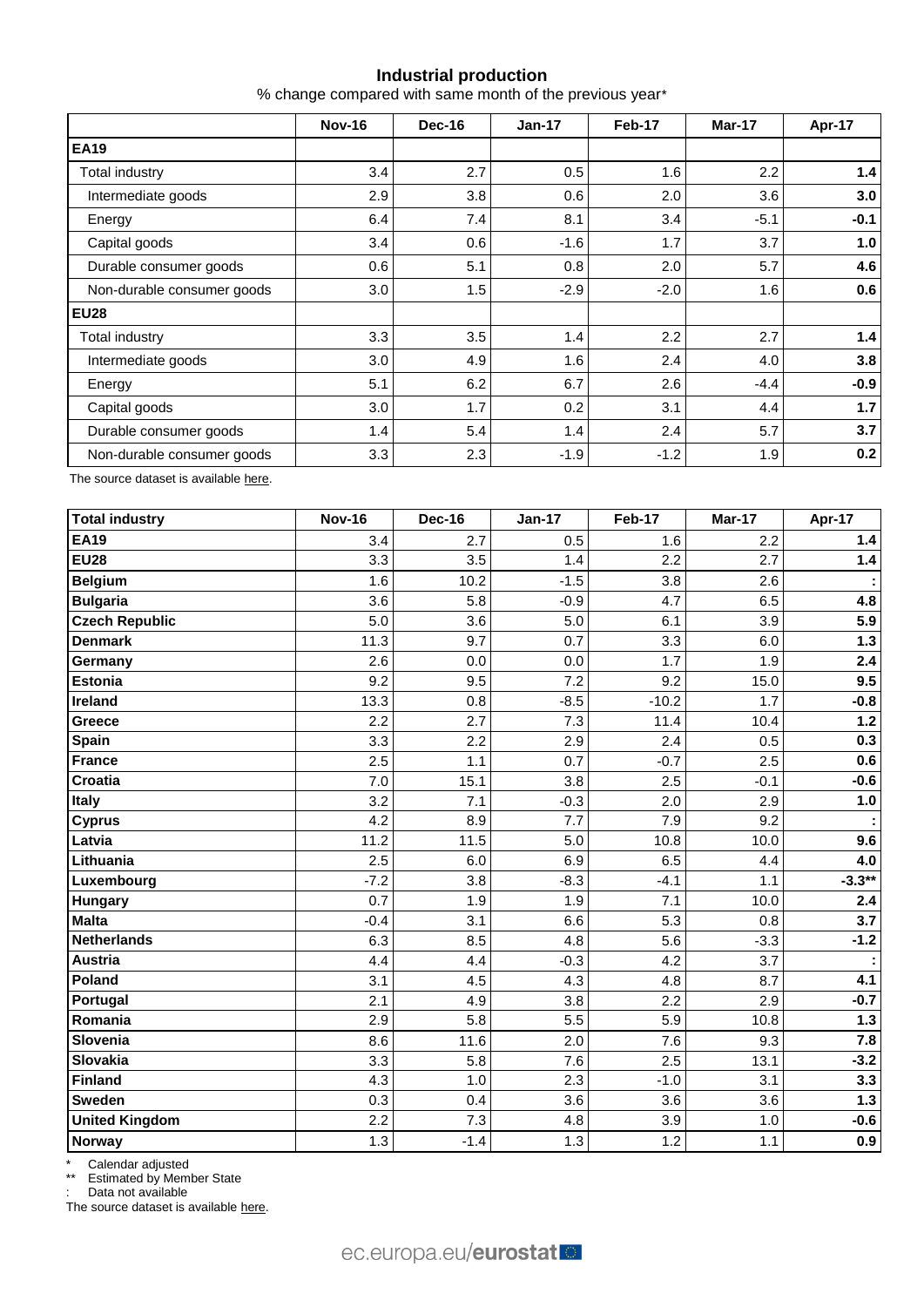## Industrial production

% change compared with same month of the previous year*

| | Nov-16 | Dec-16 | Jan-17 | Feb-17 | Mar-17 | Apr-17 |
|---|---|---|---|---|---|---|
| **EA19** | | | | | | |
| Total industry | 3.4 | 2.7 | 0.5 | 1.6 | 2.2 | **1.4** |
| Intermediate goods | 2.9 | 3.8 | 0.6 | 2.0 | 3.6 | **3.0** |
| Energy | 6.4 | 7.4 | 8.1 | 3.4 | -5.1 | **-0.1** |
| Capital goods | 3.4 | 0.6 | -1.6 | 1.7 | 3.7 | **1.0** |
| Durable consumer goods | 0.6 | 5.1 | 0.8 | 2.0 | 5.7 | **4.6** |
| Non-durable consumer goods | 3.0 | 1.5 | -2.9 | -2.0 | 1.6 | **0.6** |
| **EU28** | | | | | | |
| Total industry | 3.3 | 3.5 | 1.4 | 2.2 | 2.7 | **1.4** |
| Intermediate goods | 3.0 | 4.9 | 1.6 | 2.4 | 4.0 | **3.8** |
| Energy | 5.1 | 6.2 | 6.7 | 2.6 | -4.4 | **-0.9** |
| Capital goods | 3.0 | 1.7 | 0.2 | 3.1 | 4.4 | **1.7** |
| Durable consumer goods | 1.4 | 5.4 | 1.4 | 2.4 | 5.7 | **3.7** |
| Non-durable consumer goods | 3.3 | 2.3 | -1.9 | -1.2 | 1.9 | **0.2** |

The source dataset is available here.

| Total industry | Nov-16 | Dec-16 | Jan-17 | Feb-17 | Mar-17 | Apr-17 |
|---|---|---|---|---|---|---|
| **EA19** | 3.4 | 2.7 | 0.5 | 1.6 | 2.2 | **1.4** |
| **EU28** | 3.3 | 3.5 | 1.4 | 2.2 | 2.7 | **1.4** |
| **Belgium** | 1.6 | 10.2 | -1.5 | 3.8 | 2.6 | **:** |
| **Bulgaria** | 3.6 | 5.8 | -0.9 | 4.7 | 6.5 | **4.8** |
| **Czech Republic** | 5.0 | 3.6 | 5.0 | 6.1 | 3.9 | **5.9** |
| **Denmark** | 11.3 | 9.7 | 0.7 | 3.3 | 6.0 | **1.3** |
| **Germany** | 2.6 | 0.0 | 0.0 | 1.7 | 1.9 | **2.4** |
| **Estonia** | 9.2 | 9.5 | 7.2 | 9.2 | 15.0 | **9.5** |
| **Ireland** | 13.3 | 0.8 | -8.5 | -10.2 | 1.7 | **-0.8** |
| **Greece** | 2.2 | 2.7 | 7.3 | 11.4 | 10.4 | **1.2** |
| **Spain** | 3.3 | 2.2 | 2.9 | 2.4 | 0.5 | **0.3** |
| **France** | 2.5 | 1.1 | 0.7 | -0.7 | 2.5 | **0.6** |
| **Croatia** | 7.0 | 15.1 | 3.8 | 2.5 | -0.1 | **-0.6** |
| **Italy** | 3.2 | 7.1 | -0.3 | 2.0 | 2.9 | **1.0** |
| **Cyprus** | 4.2 | 8.9 | 7.7 | 7.9 | 9.2 | **:** |
| **Latvia** | 11.2 | 11.5 | 5.0 | 10.8 | 10.0 | **9.6** |
| **Lithuania** | 2.5 | 6.0 | 6.9 | 6.5 | 4.4 | **4.0** |
| **Luxembourg** | -7.2 | 3.8 | -8.3 | -4.1 | 1.1 | **-3.3**** |
| **Hungary** | 0.7 | 1.9 | 1.9 | 7.1 | 10.0 | **2.4** |
| **Malta** | -0.4 | 3.1 | 6.6 | 5.3 | 0.8 | **3.7** |
| **Netherlands** | 6.3 | 8.5 | 4.8 | 5.6 | -3.3 | **-1.2** |
| **Austria** | 4.4 | 4.4 | -0.3 | 4.2 | 3.7 | **:** |
| **Poland** | 3.1 | 4.5 | 4.3 | 4.8 | 8.7 | **4.1** |
| **Portugal** | 2.1 | 4.9 | 3.8 | 2.2 | 2.9 | **-0.7** |
| **Romania** | 2.9 | 5.8 | 5.5 | 5.9 | 10.8 | **1.3** |
| **Slovenia** | 8.6 | 11.6 | 2.0 | 7.6 | 9.3 | **7.8** |
| **Slovakia** | 3.3 | 5.8 | 7.6 | 2.5 | 13.1 | **-3.2** |
| **Finland** | 4.3 | 1.0 | 2.3 | -1.0 | 3.1 | **3.3** |
| **Sweden** | 0.3 | 0.4 | 3.6 | 3.6 | 3.6 | **1.3** |
| **United Kingdom** | 2.2 | 7.3 | 4.8 | 3.9 | 1.0 | **-0.6** |
| **Norway** | 1.3 | -1.4 | 1.3 | 1.2 | 1.1 | **0.9** |

\* Calendar adjusted

\** Estimated by Member State

: Data not available

The source dataset is available here.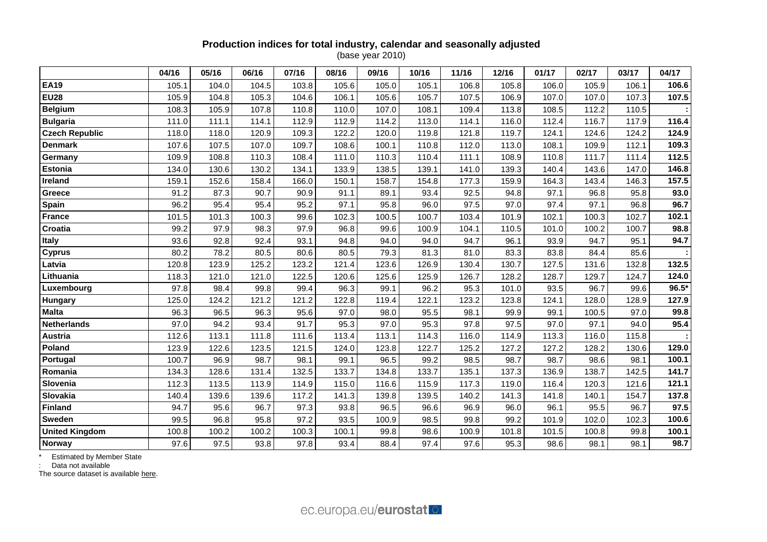**Production indices for total industry, calendar and seasonally adjusted**
(base year 2010)

| | 04/16 | 05/16 | 06/16 | 07/16 | 08/16 | 09/16 | 10/16 | 11/16 | 12/16 | 01/17 | 02/17 | 03/17 | 04/17 |
|---|---|---|---|---|---|---|---|---|---|---|---|---|---|
| **EA19** | 105.1 | 104.0 | 104.5 | 103.8 | 105.6 | 105.0 | 105.1 | 106.8 | 105.8 | 106.0 | 105.9 | 106.1 | **106.6** |
| **EU28** | 105.9 | 104.8 | 105.3 | 104.6 | 106.1 | 105.6 | 105.7 | 107.5 | 106.9 | 107.0 | 107.0 | 107.3 | **107.5** |
| **Belgium** | 108.3 | 105.9 | 107.8 | 110.8 | 110.0 | 107.0 | 108.1 | 109.4 | 113.8 | 108.5 | 112.2 | 110.5 | **:** |
| **Bulgaria** | 111.0 | 111.1 | 114.1 | 112.9 | 112.9 | 114.2 | 113.0 | 114.1 | 116.0 | 112.4 | 116.7 | 117.9 | **116.4** |
| **Czech Republic** | 118.0 | 118.0 | 120.9 | 109.3 | 122.2 | 120.0 | 119.8 | 121.8 | 119.7 | 124.1 | 124.6 | 124.2 | **124.9** |
| **Denmark** | 107.6 | 107.5 | 107.0 | 109.7 | 108.6 | 100.1 | 110.8 | 112.0 | 113.0 | 108.1 | 109.9 | 112.1 | **109.3** |
| **Germany** | 109.9 | 108.8 | 110.3 | 108.4 | 111.0 | 110.3 | 110.4 | 111.1 | 108.9 | 110.8 | 111.7 | 111.4 | **112.5** |
| **Estonia** | 134.0 | 130.6 | 130.2 | 134.1 | 133.9 | 138.5 | 139.1 | 141.0 | 139.3 | 140.4 | 143.6 | 147.0 | **146.8** |
| **Ireland** | 159.1 | 152.6 | 158.4 | 166.0 | 150.1 | 158.7 | 154.8 | 177.3 | 159.9 | 164.3 | 143.4 | 146.3 | **157.5** |
| **Greece** | 91.2 | 87.3 | 90.7 | 90.9 | 91.1 | 89.1 | 93.4 | 92.5 | 94.8 | 97.1 | 96.8 | 95.8 | **93.0** |
| **Spain** | 96.2 | 95.4 | 95.4 | 95.2 | 97.1 | 95.8 | 96.0 | 97.5 | 97.0 | 97.4 | 97.1 | 96.8 | **96.7** |
| **France** | 101.5 | 101.3 | 100.3 | 99.6 | 102.3 | 100.5 | 100.7 | 103.4 | 101.9 | 102.1 | 100.3 | 102.7 | **102.1** |
| **Croatia** | 99.2 | 97.9 | 98.3 | 97.9 | 96.8 | 99.6 | 100.9 | 104.1 | 110.5 | 101.0 | 100.2 | 100.7 | **98.8** |
| **Italy** | 93.6 | 92.8 | 92.4 | 93.1 | 94.8 | 94.0 | 94.0 | 94.7 | 96.1 | 93.9 | 94.7 | 95.1 | **94.7** |
| **Cyprus** | 80.2 | 78.2 | 80.5 | 80.6 | 80.5 | 79.3 | 81.3 | 81.0 | 83.3 | 83.8 | 84.4 | 85.6 | **:** |
| **Latvia** | 120.8 | 123.9 | 125.2 | 123.2 | 121.4 | 123.6 | 126.9 | 130.4 | 130.7 | 127.5 | 131.6 | 132.8 | **132.5** |
| **Lithuania** | 118.3 | 121.0 | 121.0 | 122.5 | 120.6 | 125.6 | 125.9 | 126.7 | 128.2 | 128.7 | 129.7 | 124.7 | **124.0** |
| **Luxembourg** | 97.8 | 98.4 | 99.8 | 99.4 | 96.3 | 99.1 | 96.2 | 95.3 | 101.0 | 93.5 | 96.7 | 99.6 | **96.5*** |
| **Hungary** | 125.0 | 124.2 | 121.2 | 121.2 | 122.8 | 119.4 | 122.1 | 123.2 | 123.8 | 124.1 | 128.0 | 128.9 | **127.9** |
| **Malta** | 96.3 | 96.5 | 96.3 | 95.6 | 97.0 | 98.0 | 95.5 | 98.1 | 99.9 | 99.1 | 100.5 | 97.0 | **99.8** |
| **Netherlands** | 97.0 | 94.2 | 93.4 | 91.7 | 95.3 | 97.0 | 95.3 | 97.8 | 97.5 | 97.0 | 97.1 | 94.0 | **95.4** |
| **Austria** | 112.6 | 113.1 | 111.8 | 111.6 | 113.4 | 113.1 | 114.3 | 116.0 | 114.9 | 113.3 | 116.0 | 115.8 | **:** |
| **Poland** | 123.9 | 122.6 | 123.5 | 121.5 | 124.0 | 123.8 | 122.7 | 125.2 | 127.2 | 127.2 | 128.2 | 130.6 | **129.0** |
| **Portugal** | 100.7 | 96.9 | 98.7 | 98.1 | 99.1 | 96.5 | 99.2 | 98.5 | 98.7 | 98.7 | 98.6 | 98.1 | **100.1** |
| **Romania** | 134.3 | 128.6 | 131.4 | 132.5 | 133.7 | 134.8 | 133.7 | 135.1 | 137.3 | 136.9 | 138.7 | 142.5 | **141.7** |
| **Slovenia** | 112.3 | 113.5 | 113.9 | 114.9 | 115.0 | 116.6 | 115.9 | 117.3 | 119.0 | 116.4 | 120.3 | 121.6 | **121.1** |
| **Slovakia** | 140.4 | 139.6 | 139.6 | 117.2 | 141.3 | 139.8 | 139.5 | 140.2 | 141.3 | 141.8 | 140.1 | 154.7 | **137.8** |
| **Finland** | 94.7 | 95.6 | 96.7 | 97.3 | 93.8 | 96.5 | 96.6 | 96.9 | 96.0 | 96.1 | 95.5 | 96.7 | **97.5** |
| **Sweden** | 99.5 | 96.8 | 95.8 | 97.2 | 93.5 | 100.9 | 98.5 | 99.8 | 99.2 | 101.9 | 102.0 | 102.3 | **100.6** |
| **United Kingdom** | 100.8 | 100.2 | 100.2 | 100.3 | 100.1 | 99.8 | 98.6 | 100.9 | 101.8 | 101.5 | 100.8 | 99.8 | **100.1** |
| **Norway** | 97.6 | 97.5 | 93.8 | 97.8 | 93.4 | 88.4 | 97.4 | 97.6 | 95.3 | 98.6 | 98.1 | 98.1 | **98.7** |

\* Estimated by Member State

: Data not available

The source dataset is available here.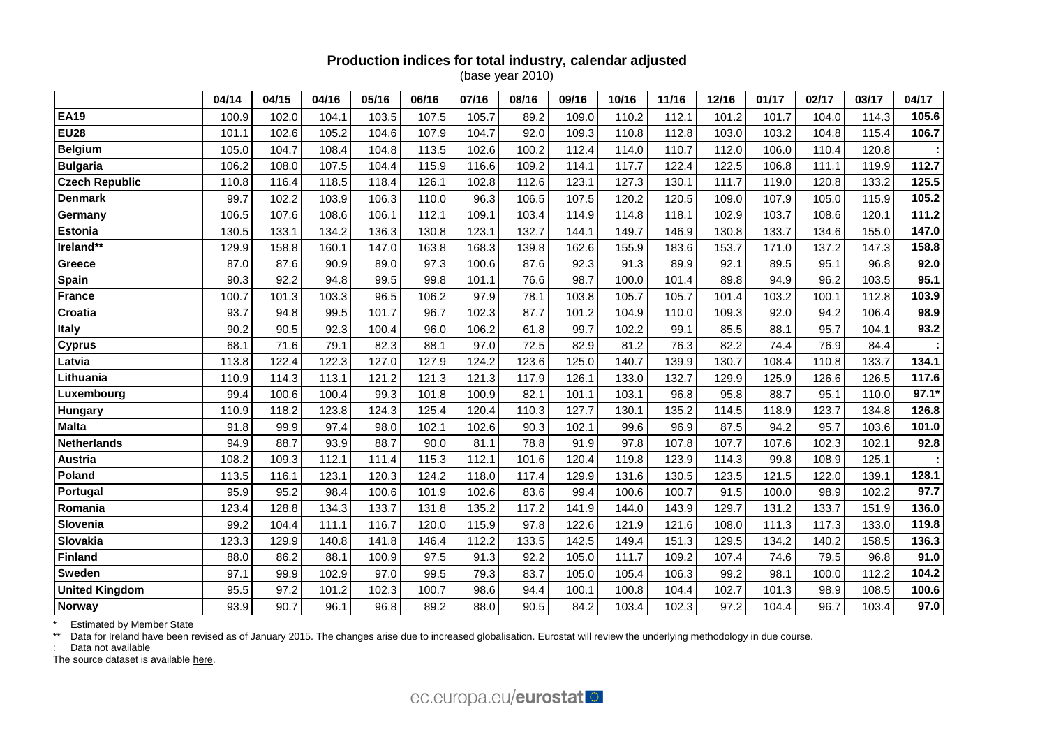## Production indices for total industry, calendar adjusted

(base year 2010)

| | 04/14 | 04/15 | 04/16 | 05/16 | 06/16 | 07/16 | 08/16 | 09/16 | 10/16 | 11/16 | 12/16 | 01/17 | 02/17 | 03/17 | 04/17 |
|---|---|---|---|---|---|---|---|---|---|---|---|---|---|---|---|
| **EA19** | 100.9 | 102.0 | 104.1 | 103.5 | 107.5 | 105.7 | 89.2 | 109.0 | 110.2 | 112.1 | 101.2 | 101.7 | 104.0 | 114.3 | **105.6** |
| **EU28** | 101.1 | 102.6 | 105.2 | 104.6 | 107.9 | 104.7 | 92.0 | 109.3 | 110.8 | 112.8 | 103.0 | 103.2 | 104.8 | 115.4 | **106.7** |
| **Belgium** | 105.0 | 104.7 | 108.4 | 104.8 | 113.5 | 102.6 | 100.2 | 112.4 | 114.0 | 110.7 | 112.0 | 106.0 | 110.4 | 120.8 | **:** |
| **Bulgaria** | 106.2 | 108.0 | 107.5 | 104.4 | 115.9 | 116.6 | 109.2 | 114.1 | 117.7 | 122.4 | 122.5 | 106.8 | 111.1 | 119.9 | **112.7** |
| **Czech Republic** | 110.8 | 116.4 | 118.5 | 118.4 | 126.1 | 102.8 | 112.6 | 123.1 | 127.3 | 130.1 | 111.7 | 119.0 | 120.8 | 133.2 | **125.5** |
| **Denmark** | 99.7 | 102.2 | 103.9 | 106.3 | 110.0 | 96.3 | 106.5 | 107.5 | 120.2 | 120.5 | 109.0 | 107.9 | 105.0 | 115.9 | **105.2** |
| **Germany** | 106.5 | 107.6 | 108.6 | 106.1 | 112.1 | 109.1 | 103.4 | 114.9 | 114.8 | 118.1 | 102.9 | 103.7 | 108.6 | 120.1 | **111.2** |
| **Estonia** | 130.5 | 133.1 | 134.2 | 136.3 | 130.8 | 123.1 | 132.7 | 144.1 | 149.7 | 146.9 | 130.8 | 133.7 | 134.6 | 155.0 | **147.0** |
| **Ireland\*\*** | 129.9 | 158.8 | 160.1 | 147.0 | 163.8 | 168.3 | 139.8 | 162.6 | 155.9 | 183.6 | 153.7 | 171.0 | 137.2 | 147.3 | **158.8** |
| **Greece** | 87.0 | 87.6 | 90.9 | 89.0 | 97.3 | 100.6 | 87.6 | 92.3 | 91.3 | 89.9 | 92.1 | 89.5 | 95.1 | 96.8 | **92.0** |
| **Spain** | 90.3 | 92.2 | 94.8 | 99.5 | 99.8 | 101.1 | 76.6 | 98.7 | 100.0 | 101.4 | 89.8 | 94.9 | 96.2 | 103.5 | **95.1** |
| **France** | 100.7 | 101.3 | 103.3 | 96.5 | 106.2 | 97.9 | 78.1 | 103.8 | 105.7 | 105.7 | 101.4 | 103.2 | 100.1 | 112.8 | **103.9** |
| **Croatia** | 93.7 | 94.8 | 99.5 | 101.7 | 96.7 | 102.3 | 87.7 | 101.2 | 104.9 | 110.0 | 109.3 | 92.0 | 94.2 | 106.4 | **98.9** |
| **Italy** | 90.2 | 90.5 | 92.3 | 100.4 | 96.0 | 106.2 | 61.8 | 99.7 | 102.2 | 99.1 | 85.5 | 88.1 | 95.7 | 104.1 | **93.2** |
| **Cyprus** | 68.1 | 71.6 | 79.1 | 82.3 | 88.1 | 97.0 | 72.5 | 82.9 | 81.2 | 76.3 | 82.2 | 74.4 | 76.9 | 84.4 | **:** |
| **Latvia** | 113.8 | 122.4 | 122.3 | 127.0 | 127.9 | 124.2 | 123.6 | 125.0 | 140.7 | 139.9 | 130.7 | 108.4 | 110.8 | 133.7 | **134.1** |
| **Lithuania** | 110.9 | 114.3 | 113.1 | 121.2 | 121.3 | 121.3 | 117.9 | 126.1 | 133.0 | 132.7 | 129.9 | 125.9 | 126.6 | 126.5 | **117.6** |
| **Luxembourg** | 99.4 | 100.6 | 100.4 | 99.3 | 101.8 | 100.9 | 82.1 | 101.1 | 103.1 | 96.8 | 95.8 | 88.7 | 95.1 | 110.0 | **97.1\*** |
| **Hungary** | 110.9 | 118.2 | 123.8 | 124.3 | 125.4 | 120.4 | 110.3 | 127.7 | 130.1 | 135.2 | 114.5 | 118.9 | 123.7 | 134.8 | **126.8** |
| **Malta** | 91.8 | 99.9 | 97.4 | 98.0 | 102.1 | 102.6 | 90.3 | 102.1 | 99.6 | 96.9 | 87.5 | 94.2 | 95.7 | 103.6 | **101.0** |
| **Netherlands** | 94.9 | 88.7 | 93.9 | 88.7 | 90.0 | 81.1 | 78.8 | 91.9 | 97.8 | 107.8 | 107.7 | 107.6 | 102.3 | 102.1 | **92.8** |
| **Austria** | 108.2 | 109.3 | 112.1 | 111.4 | 115.3 | 112.1 | 101.6 | 120.4 | 119.8 | 123.9 | 114.3 | 99.8 | 108.9 | 125.1 | **:** |
| **Poland** | 113.5 | 116.1 | 123.1 | 120.3 | 124.2 | 118.0 | 117.4 | 129.9 | 131.6 | 130.5 | 123.5 | 121.5 | 122.0 | 139.1 | **128.1** |
| **Portugal** | 95.9 | 95.2 | 98.4 | 100.6 | 101.9 | 102.6 | 83.6 | 99.4 | 100.6 | 100.7 | 91.5 | 100.0 | 98.9 | 102.2 | **97.7** |
| **Romania** | 123.4 | 128.8 | 134.3 | 133.7 | 131.8 | 135.2 | 117.2 | 141.9 | 144.0 | 143.9 | 129.7 | 131.2 | 133.7 | 151.9 | **136.0** |
| **Slovenia** | 99.2 | 104.4 | 111.1 | 116.7 | 120.0 | 115.9 | 97.8 | 122.6 | 121.9 | 121.6 | 108.0 | 111.3 | 117.3 | 133.0 | **119.8** |
| **Slovakia** | 123.3 | 129.9 | 140.8 | 141.8 | 146.4 | 112.2 | 133.5 | 142.5 | 149.4 | 151.3 | 129.5 | 134.2 | 140.2 | 158.5 | **136.3** |
| **Finland** | 88.0 | 86.2 | 88.1 | 100.9 | 97.5 | 91.3 | 92.2 | 105.0 | 111.7 | 109.2 | 107.4 | 74.6 | 79.5 | 96.8 | **91.0** |
| **Sweden** | 97.1 | 99.9 | 102.9 | 97.0 | 99.5 | 79.3 | 83.7 | 105.0 | 105.4 | 106.3 | 99.2 | 98.1 | 100.0 | 112.2 | **104.2** |
| **United Kingdom** | 95.5 | 97.2 | 101.2 | 102.3 | 100.7 | 98.6 | 94.4 | 100.1 | 100.8 | 104.4 | 102.7 | 101.3 | 98.9 | 108.5 | **100.6** |
| **Norway** | 93.9 | 90.7 | 96.1 | 96.8 | 89.2 | 88.0 | 90.5 | 84.2 | 103.4 | 102.3 | 97.2 | 104.4 | 96.7 | 103.4 | **97.0** |

\* Estimated by Member State

\*\* Data for Ireland have been revised as of January 2015. The changes arise due to increased globalisation. Eurostat will review the underlying methodology in due course.

: Data not available

The source dataset is available here.